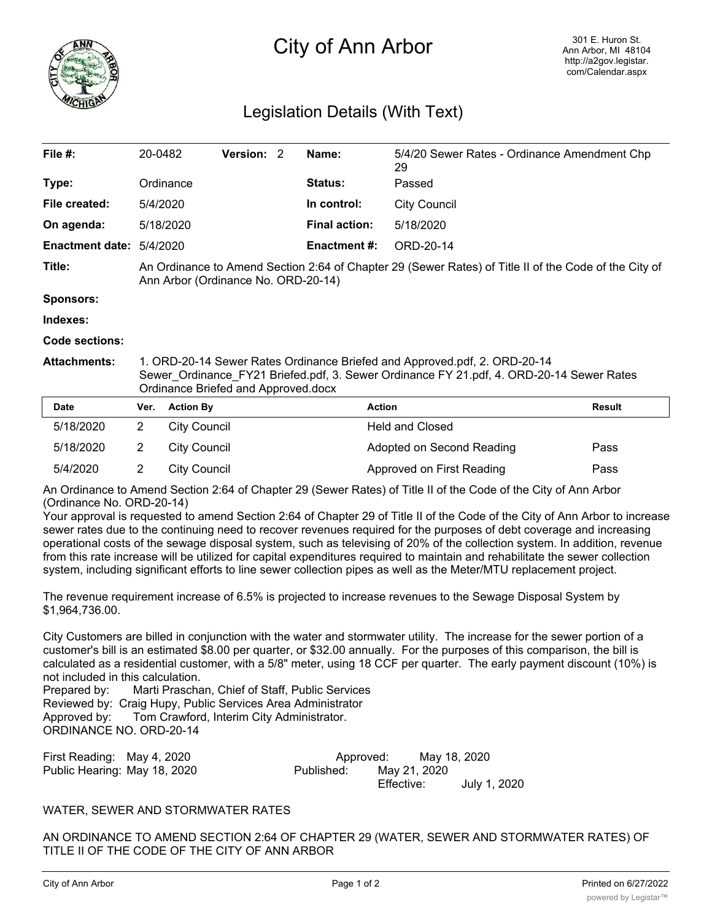# City of Ann Arbor

301 E. Huron St.
Ann Arbor, MI 48104
http://a2gov.legistar.com/Calendar.aspx

## Legislation Details (With Text)

| | | | |
|---|---|---|---|
| **File #:** | 20-0482 **Version:** 2 | **Name:** | 5/4/20 Sewer Rates - Ordinance Amendment Chp 29 |
| **Type:** | Ordinance | **Status:** | Passed |
| **File created:** | 5/4/2020 | **In control:** | City Council |
| **On agenda:** | 5/18/2020 | **Final action:** | 5/18/2020 |
| **Enactment date:** | 5/4/2020 | **Enactment #:** | ORD-20-14 |

**Title:** An Ordinance to Amend Section 2:64 of Chapter 29 (Sewer Rates) of Title II of the Code of the City of Ann Arbor (Ordinance No. ORD-20-14)

**Sponsors:**

**Indexes:**

**Code sections:**

**Attachments:** 1. ORD-20-14 Sewer Rates Ordinance Briefed and Approved.pdf, 2. ORD-20-14 Sewer_Ordinance_FY21 Briefed.pdf, 3. Sewer Ordinance FY 21.pdf, 4. ORD-20-14 Sewer Rates Ordinance Briefed and Approved.docx

| Date | Ver. | Action By | Action | Result |
|---|---|---|---|---|
| 5/18/2020 | 2 | City Council | Held and Closed | |
| 5/18/2020 | 2 | City Council | Adopted on Second Reading | Pass |
| 5/4/2020 | 2 | City Council | Approved on First Reading | Pass |

An Ordinance to Amend Section 2:64 of Chapter 29 (Sewer Rates) of Title II of the Code of the City of Ann Arbor (Ordinance No. ORD-20-14)

Your approval is requested to amend Section 2:64 of Chapter 29 of Title II of the Code of the City of Ann Arbor to increase sewer rates due to the continuing need to recover revenues required for the purposes of debt coverage and increasing operational costs of the sewage disposal system, such as televising of 20% of the collection system. In addition, revenue from this rate increase will be utilized for capital expenditures required to maintain and rehabilitate the sewer collection system, including significant efforts to line sewer collection pipes as well as the Meter/MTU replacement project.

The revenue requirement increase of 6.5% is projected to increase revenues to the Sewage Disposal System by $1,964,736.00.

City Customers are billed in conjunction with the water and stormwater utility. The increase for the sewer portion of a customer's bill is an estimated $8.00 per quarter, or $32.00 annually. For the purposes of this comparison, the bill is calculated as a residential customer, with a 5/8" meter, using 18 CCF per quarter. The early payment discount (10%) is not included in this calculation.

Prepared by: Marti Praschan, Chief of Staff, Public Services
Reviewed by: Craig Hupy, Public Services Area Administrator
Approved by: Tom Crawford, Interim City Administrator.

ORDINANCE NO. ORD-20-14

First Reading: May 4, 2020
Public Hearing: May 18, 2020
Approved: May 18, 2020
Published: May 21, 2020
Effective: July 1, 2020

WATER, SEWER AND STORMWATER RATES

AN ORDINANCE TO AMEND SECTION 2:64 OF CHAPTER 29 (WATER, SEWER AND STORMWATER RATES) OF TITLE II OF THE CODE OF THE CITY OF ANN ARBOR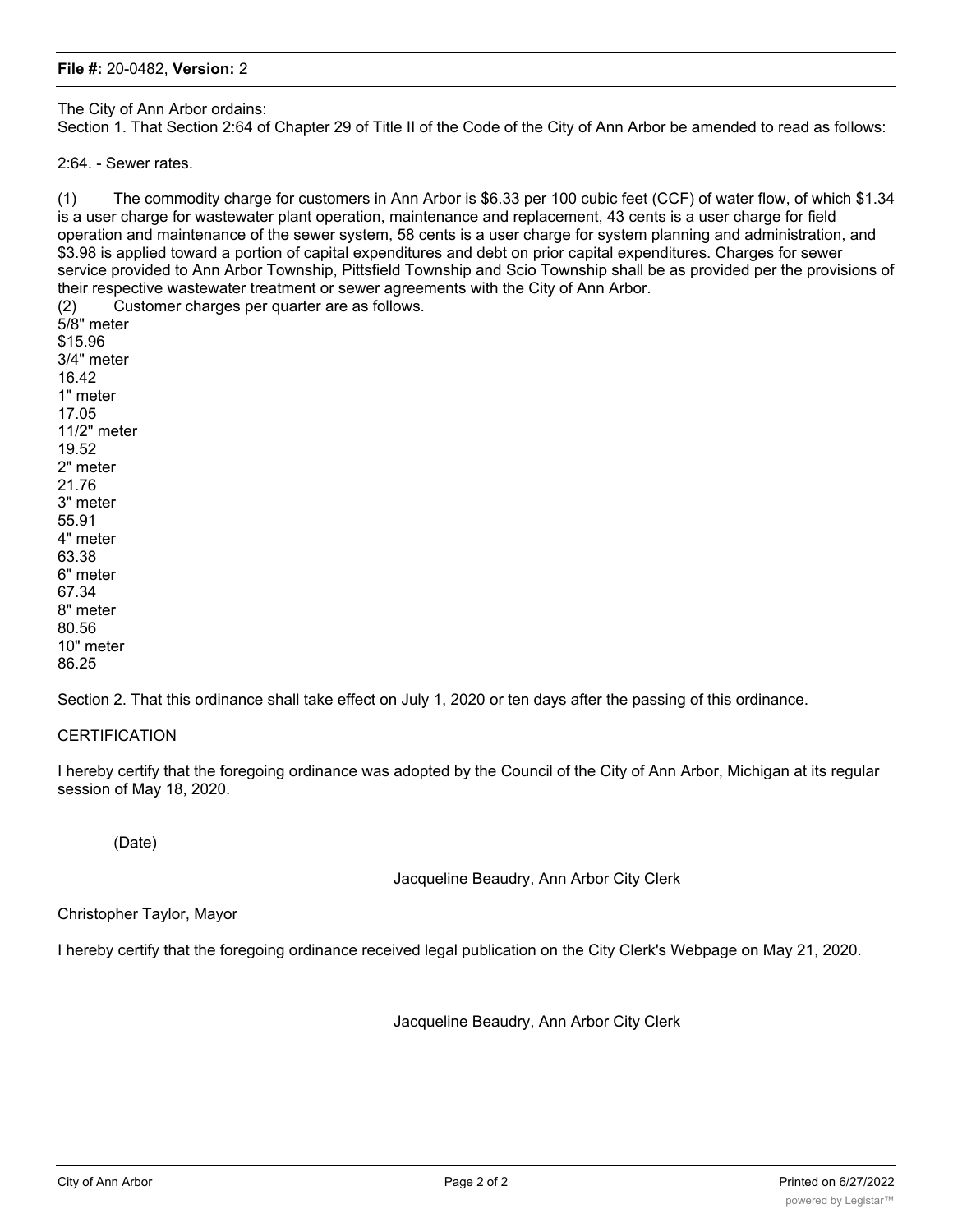**File #:** 20-0482, **Version:** 2

The City of Ann Arbor ordains:
Section 1. That Section 2:64 of Chapter 29 of Title II of the Code of the City of Ann Arbor be amended to read as follows:

2:64. - Sewer rates.

(1) The commodity charge for customers in Ann Arbor is $6.33 per 100 cubic feet (CCF) of water flow, of which $1.34 is a user charge for wastewater plant operation, maintenance and replacement, 43 cents is a user charge for field operation and maintenance of the sewer system, 58 cents is a user charge for system planning and administration, and $3.98 is applied toward a portion of capital expenditures and debt on prior capital expenditures. Charges for sewer service provided to Ann Arbor Township, Pittsfield Township and Scio Township shall be as provided per the provisions of their respective wastewater treatment or sewer agreements with the City of Ann Arbor.

(2) Customer charges per quarter are as follows.

| | |
|---|---|
| 5/8" meter | $15.96 |
| 3/4" meter | 16.42 |
| 1" meter | 17.05 |
| 11/2" meter | 19.52 |
| 2" meter | 21.76 |
| 3" meter | 55.91 |
| 4" meter | 63.38 |
| 6" meter | 67.34 |
| 8" meter | 80.56 |
| 10" meter | 86.25 |

Section 2. That this ordinance shall take effect on July 1, 2020 or ten days after the passing of this ordinance.

CERTIFICATION

I hereby certify that the foregoing ordinance was adopted by the Council of the City of Ann Arbor, Michigan at its regular session of May 18, 2020.

(Date)

Jacqueline Beaudry, Ann Arbor City Clerk

Christopher Taylor, Mayor

I hereby certify that the foregoing ordinance received legal publication on the City Clerk's Webpage on May 21, 2020.

Jacqueline Beaudry, Ann Arbor City Clerk